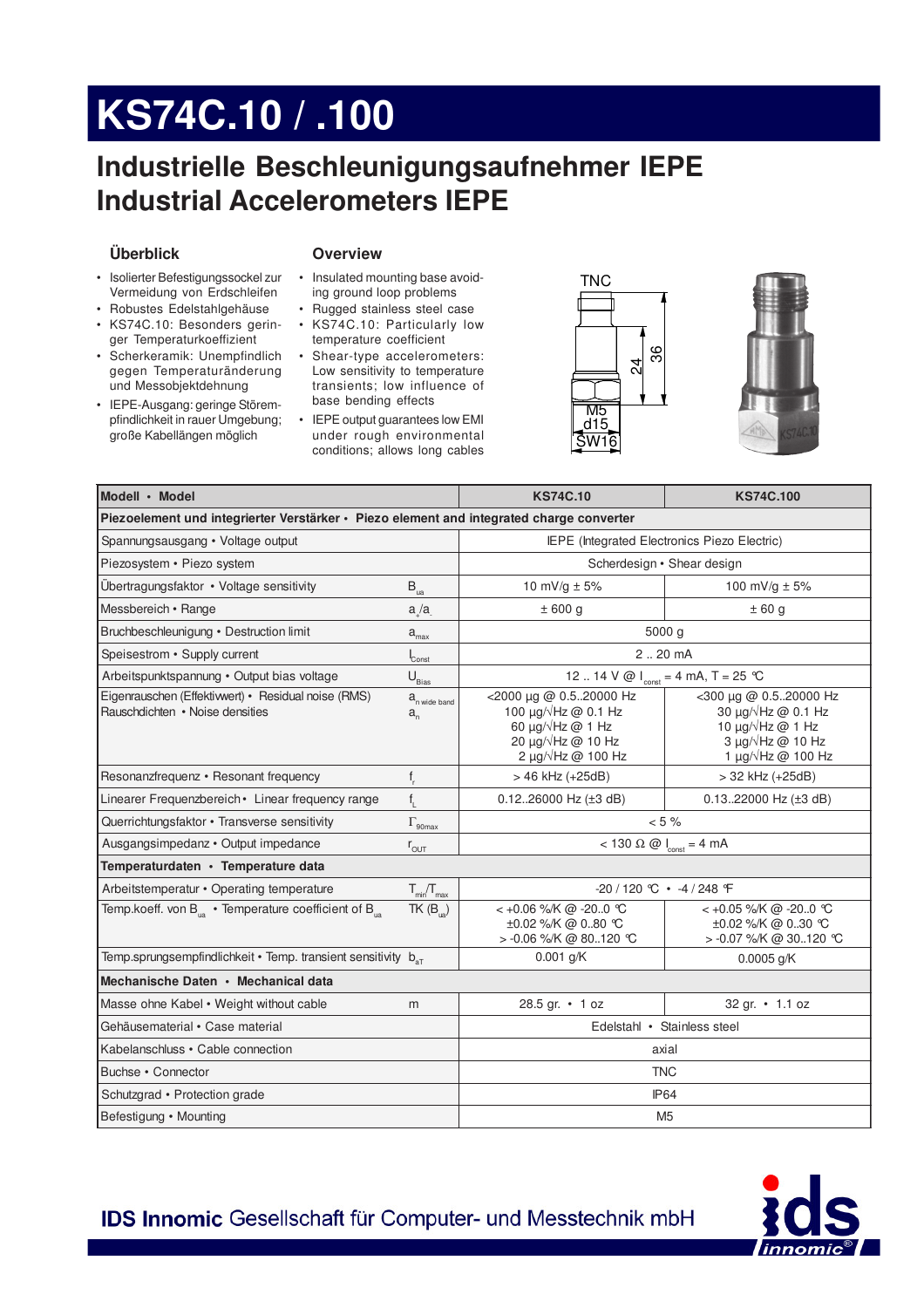# KS74C.10 / .100

## Industrielle Beschleunigungsaufnehmer IEPE
## Industrial Accelerometers IEPE

### Überblick

- Isolierter Befestigungssockel zur Vermeidung von Erdschleifen
- Robustes Edelstahlgehäuse
- KS74C.10: Besonders geringer Temperaturkoeffizient
- Scherkeramik: Unempfindlich gegen Temperaturänderung und Messobjektdehnung
- IEPE-Ausgang: geringe Störempfindlichkeit in rauer Umgebung; große Kabellängen möglich

### Overview

- Insulated mounting base avoiding ground loop problems
- Rugged stainless steel case
- KS74C.10: Particularly low temperature coefficient
- Shear-type accelerometers: Low sensitivity to temperature transients; low influence of base bending effects
- IEPE output guarantees low EMI under rough environmental conditions; allows long cables

TNC, 24, 36, M5, d15, SW16

| Modell • Model | | KS74C.10 | KS74C.100 |
|---|---|---|---|
| **Piezoelement und integrierter Verstärker • Piezo element and integrated charge converter** | | | |
| Spannungsausgang • Voltage output | | IEPE (Integrated Electronics Piezo Electric) | |
| Piezosystem • Piezo system | | Scherdesign • Shear design | |
| Übertragungsfaktor • Voltage sensitivity | $B_{ua}$ | 10 mV/g ± 5% | 100 mV/g ± 5% |
| Messbereich • Range | $a_+/a_-$ | ± 600 g | ± 60 g |
| Bruchbeschleunigung • Destruction limit | $a_{max}$ | 5000 g | |
| Speisestrom • Supply current | $I_{Const}$ | 2 .. 20 mA | |
| Arbeitspunktspannung • Output bias voltage | $U_{Bias}$ | 12 .. 14 V @ $I_{const}$ = 4 mA, T = 25 °C | |
| Eigenrauschen (Effektivwert) • Residual noise (RMS)<br>Rauschdichten • Noise densities | $a_{n\ wide\ band}$<br>$a_n$ | <2000 µg @ 0.5..20000 Hz<br>100 µg/√Hz @ 0.1 Hz<br>60 µg/√Hz @ 1 Hz<br>20 µg/√Hz @ 10 Hz<br>2 µg/√Hz @ 100 Hz | <300 µg @ 0.5..20000 Hz<br>30 µg/√Hz @ 0.1 Hz<br>10 µg/√Hz @ 1 Hz<br>3 µg/√Hz @ 10 Hz<br>1 µg/√Hz @ 100 Hz |
| Resonanzfrequenz • Resonant frequency | $f_r$ | > 46 kHz (+25dB) | > 32 kHz (+25dB) |
| Linearer Frequenzbereich • Linear frequency range | $f_L$ | 0.12..26000 Hz (±3 dB) | 0.13..22000 Hz (±3 dB) |
| Querrichtungsfaktor • Transverse sensitivity | $\Gamma_{90max}$ | < 5 % | |
| Ausgangsimpedanz • Output impedance | $r_{OUT}$ | < 130 Ω @ $I_{const}$ = 4 mA | |
| **Temperaturdaten • Temperature data** | | | |
| Arbeitstemperatur • Operating temperature | $T_{min}/T_{max}$ | -20 / 120 °C • -4 / 248 °F | |
| Temp.koeff. von $B_{ua}$ • Temperature coefficient of $B_{ua}$ | TK ($B_{ua}$) | < +0.06 %/K @ -20..0 °C<br>±0.02 %/K @ 0..80 °C<br>> -0.06 %/K @ 80..120 °C | < +0.05 %/K @ -20..0 °C<br>±0.02 %/K @ 0..30 °C<br>> -0.07 %/K @ 30..120 °C |
| Temp.sprungsempfindlichkeit • Temp. transient sensitivity | $b_{aT}$ | 0.001 g/K | 0.0005 g/K |
| **Mechanische Daten • Mechanical data** | | | |
| Masse ohne Kabel • Weight without cable | m | 28.5 gr. • 1 oz | 32 gr. • 1.1 oz |
| Gehäusematerial • Case material | | Edelstahl • Stainless steel | |
| Kabelanschluss • Cable connection | | axial | |
| Buchse • Connector | | TNC | |
| Schutzgrad • Protection grade | | IP64 | |
| Befestigung • Mounting | | M5 | |

**IDS Innomic** Gesellschaft für Computer- und Messtechnik mbH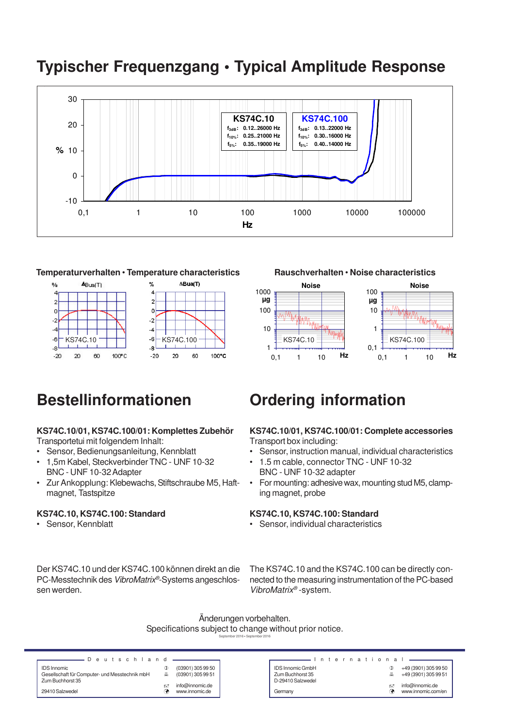# Typischer Frequenzgang • Typical Amplitude Response

30
20
% 10
0
-10
0,1 1 10 100 1000 10000 100000
Hz

**KS74C.10**
$f_{3dB}$: 0.12..26000 Hz
$f_{10\%}$: 0.25..21000 Hz
$f_{5\%}$: 0.35..19000 Hz

**KS74C.100**
$f_{3dB}$: 0.13..22000 Hz
$f_{10\%}$: 0.30..16000 Hz
$f_{5\%}$: 0.40..14000 Hz

### Temperaturverhalten • Temperature characteristics

% ΔBua(T)
4 2 0 -2 -4 -6 -8
KS74C.10
-20 20 60 100°C

% ΔBua(T)
4 2 0 -2 -4 -6 -8
KS74C.100
-20 20 60 100°C

### Rauschverhalten • Noise characteristics

Noise
1000 µg 100 10 1
KS74C.10
0,1 1 10 Hz

Noise
100 µg 10 1 0,1
KS74C.100
0,1 1 10 Hz

## Bestellinformationen

**KS74C.10/01, KS74C.100/01: Komplettes Zubehör**
Transportetui mit folgendem Inhalt:
- Sensor, Bedienungsanleitung, Kennblatt
- 1,5m Kabel, Steckverbinder TNC - UNF 10-32 BNC - UNF 10-32 Adapter
- Zur Ankopplung: Klebewachs, Stiftschraube M5, Haftmagnet, Tastspitze

**KS74C.10, KS74C.100: Standard**
- Sensor, Kennblatt

Der KS74C.10 und der KS74C.100 können direkt an die PC-Messtechnik des *VibroMatrix®*-Systems angeschlossen werden.

## Ordering information

**KS74C.10/01, KS74C.100/01: Complete accessories**
Transport box including:
- Sensor, instruction manual, individual characteristics
- 1.5 m cable, connector TNC - UNF 10-32 BNC - UNF 10-32 adapter
- For mounting: adhesive wax, mounting stud M5, clamping magnet, probe

**KS74C.10, KS74C.100: Standard**
- Sensor, individual characteristics

The KS74C.10 and the KS74C.100 can be directly connected to the measuring instrumentation of the PC-based *VibroMatrix®* -system.

Änderungen vorbehalten.
Specifications subject to change without prior notice.

September 2016 • September 2016

**Deutschland**

IDS Innomic
Gesellschaft für Computer- und Messtechnik mbH
Zum Buchhorst 35
29410 Salzwedel

(03901) 305 99 50
(03901) 305 99 51
info@innomic.de
www.innomic.de

**International**

IDS Innomic GmbH
Zum Buchhorst 35
D-29410 Salzwedel
Germany

+49 (3901) 305 99 50
+49 (3901) 305 99 51
info@innomic.de
www.innomic.com/en